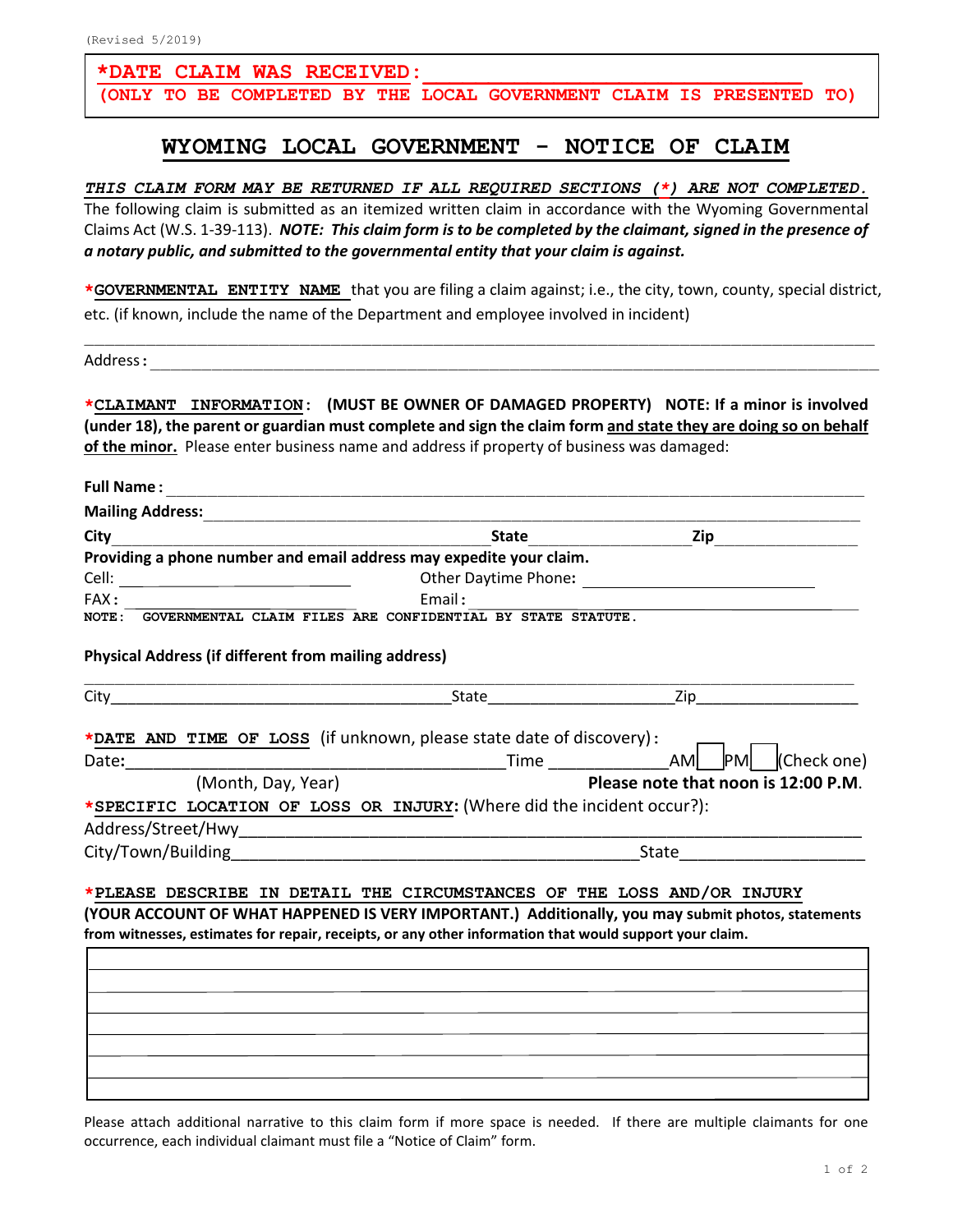(Revised 5/2019)

**\*DATE CLAIM WAS RECEIVED:** ______________________________
**(ONLY TO BE COMPLETED BY THE LOCAL GOVERNMENT CLAIM IS PRESENTED TO)**

# WYOMING LOCAL GOVERNMENT - NOTICE OF CLAIM

***THIS CLAIM FORM MAY BE RETURNED IF ALL REQUIRED SECTIONS (\*) ARE NOT COMPLETED.***
The following claim is submitted as an itemized written claim in accordance with the Wyoming Governmental Claims Act (W.S. 1-39-113). ***NOTE: This claim form is to be completed by the claimant, signed in the presence of a notary public, and submitted to the governmental entity that your claim is against.***

**\*GOVERNMENTAL ENTITY NAME** that you are filing a claim against; i.e., the city, town, county, special district, etc. (if known, include the name of the Department and employee involved in incident)

______________________________________________________________________________

Address: ______________________________________________________________________

**\*CLAIMANT INFORMATION: (MUST BE OWNER OF DAMAGED PROPERTY) NOTE: If a minor is involved (under 18), the parent or guardian must complete and sign the claim form and state they are doing so on behalf of the minor.** Please enter business name and address if property of business was damaged:

**Full Name:** ____________________________________________________________________

**Mailing Address:** _______________________________________________________________

**City** ______________________________ **State** ______________ **Zip** ______________

**Providing a phone number and email address may expedite your claim.**

Cell: ______________________ Other Daytime Phone: ______________________

FAX: ______________________ Email: ______________________

**NOTE: GOVERNMENTAL CLAIM FILES ARE CONFIDENTIAL BY STATE STATUTE.**

**Physical Address (if different from mailing address)**

______________________________________________________________________________

City ______________________________ State ______________ Zip ______________

**\*DATE AND TIME OF LOSS** (if unknown, please state date of discovery):

Date: ______________________________ Time ______________ AM ☐ PM ☐ (Check one)

(Month, Day, Year) **Please note that noon is 12:00 P.M.**

**\*SPECIFIC LOCATION OF LOSS OR INJURY:** (Where did the incident occur?):

Address/Street/Hwy ________________________________________________________

City/Town/Building ______________________________ State ______________

**\*PLEASE DESCRIBE IN DETAIL THE CIRCUMSTANCES OF THE LOSS AND/OR INJURY**
**(YOUR ACCOUNT OF WHAT HAPPENED IS VERY IMPORTANT.) Additionally, you may submit photos, statements from witnesses, estimates for repair, receipts, or any other information that would support your claim.**

______________________________________________________________________________
______________________________________________________________________________
______________________________________________________________________________
______________________________________________________________________________
______________________________________________________________________________
______________________________________________________________________________
______________________________________________________________________________

Please attach additional narrative to this claim form if more space is needed. If there are multiple claimants for one occurrence, each individual claimant must file a "Notice of Claim" form.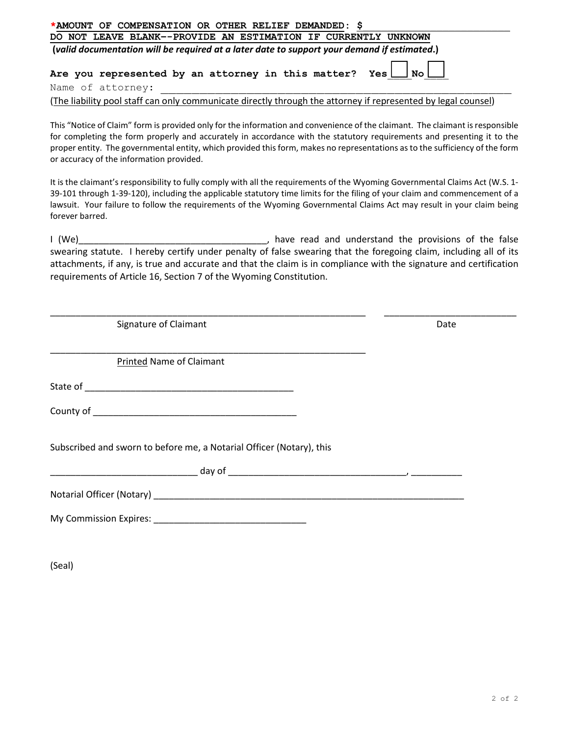**\*AMOUNT OF COMPENSATION OR OTHER RELIEF DEMANDED: $**\_\_\_\_\_\_\_\_\_\_\_\_\_\_\_\_\_\_\_\_\_\_\_\_
**DO NOT LEAVE BLANK--PROVIDE AN ESTIMATION IF CURRENTLY UNKNOWN**
**(*valid documentation will be required at a later date to support your demand if estimated*.)**

**Are you represented by an attorney in this matter? Yes** ☐ **No** ☐

Name of attorney: \_\_\_\_\_\_\_\_\_\_\_\_\_\_\_\_\_\_\_\_\_\_\_\_\_\_\_\_\_\_\_\_\_\_\_\_\_\_\_\_\_\_\_\_\_\_\_\_\_\_\_\_\_\_\_\_\_\_

(The liability pool staff can only communicate directly through the attorney if represented by legal counsel)

This "Notice of Claim" form is provided only for the information and convenience of the claimant. The claimant is responsible for completing the form properly and accurately in accordance with the statutory requirements and presenting it to the proper entity. The governmental entity, which provided this form, makes no representations as to the sufficiency of the form or accuracy of the information provided.

It is the claimant's responsibility to fully comply with all the requirements of the Wyoming Governmental Claims Act (W.S. 1-39-101 through 1-39-120), including the applicable statutory time limits for the filing of your claim and commencement of a lawsuit. Your failure to follow the requirements of the Wyoming Governmental Claims Act may result in your claim being forever barred.

I (We)\_\_\_\_\_\_\_\_\_\_\_\_\_\_\_\_\_\_\_\_\_\_\_\_\_\_\_\_\_\_\_\_\_\_\_\_, have read and understand the provisions of the false swearing statute. I hereby certify under penalty of false swearing that the foregoing claim, including all of its attachments, if any, is true and accurate and that the claim is in compliance with the signature and certification requirements of Article 16, Section 7 of the Wyoming Constitution.

\_\_\_\_\_\_\_\_\_\_\_\_\_\_\_\_\_\_\_\_\_\_\_\_\_\_\_\_\_\_\_\_\_\_\_\_\_\_\_\_\_\_\_\_\_\_\_\_\_\_\_\_\_\_\_\_\_\_\_\_\_\_ \_\_\_\_\_\_\_\_\_\_\_\_\_\_\_\_\_\_\_\_\_\_\_\_\_\_
Signature of Claimant Date

\_\_\_\_\_\_\_\_\_\_\_\_\_\_\_\_\_\_\_\_\_\_\_\_\_\_\_\_\_\_\_\_\_\_\_\_\_\_\_\_\_\_\_\_\_\_\_\_\_\_\_\_\_\_\_\_\_\_\_\_\_\_
Printed Name of Claimant

State of \_\_\_\_\_\_\_\_\_\_\_\_\_\_\_\_\_\_\_\_\_\_\_\_\_\_\_\_\_\_\_\_\_\_\_\_\_\_\_\_\_

County of \_\_\_\_\_\_\_\_\_\_\_\_\_\_\_\_\_\_\_\_\_\_\_\_\_\_\_\_\_\_\_\_\_\_\_\_\_\_\_\_

Subscribed and sworn to before me, a Notarial Officer (Notary), this

\_\_\_\_\_\_\_\_\_\_\_\_\_\_\_\_\_\_\_\_\_\_\_\_\_\_\_\_ day of \_\_\_\_\_\_\_\_\_\_\_\_\_\_\_\_\_\_\_\_\_\_\_\_\_\_\_\_\_\_\_\_\_\_, \_\_\_\_\_\_\_\_\_\_

Notarial Officer (Notary) \_\_\_\_\_\_\_\_\_\_\_\_\_\_\_\_\_\_\_\_\_\_\_\_\_\_\_\_\_\_\_\_\_\_\_\_\_\_\_\_\_\_\_\_\_\_\_\_\_\_\_\_\_\_\_\_\_\_\_\_

My Commission Expires: \_\_\_\_\_\_\_\_\_\_\_\_\_\_\_\_\_\_\_\_\_\_\_\_\_\_\_\_\_\_

(Seal)